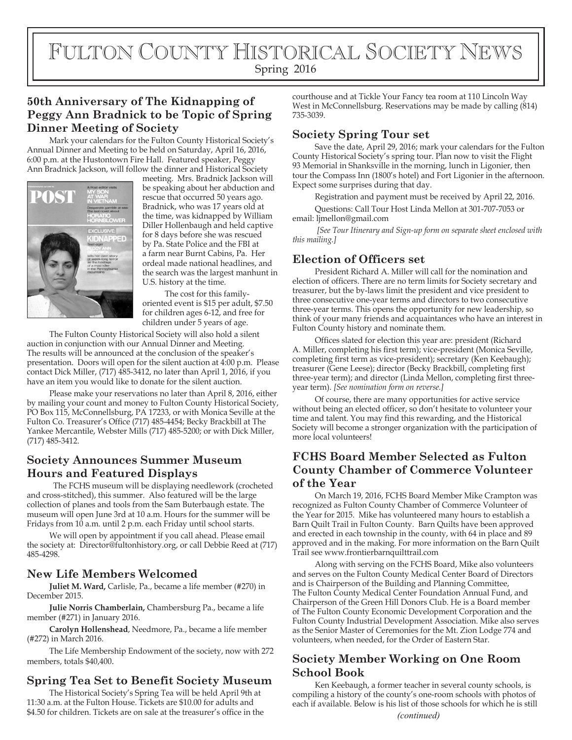# Fulton County Historical Society News

Spring 2016

## 50th Anniversary of The Kidnapping of Peggy Ann Bradnick to be Topic of Spring Dinner Meeting of Society

Mark your calendars for the Fulton County Historical Society's Annual Dinner and Meeting to be held on Saturday, April 16, 2016, 6:00 p.m. at the Hustontown Fire Hall. Featured speaker, Peggy Ann Bradnick Jackson, will follow the dinner and Historical Society meeting. Mrs. Bradnick Jackson will be speaking about her abduction and rescue that occurred 50 years ago. Bradnick, who was 17 years old at the time, was kidnapped by William Diller Hollenbaugh and held captive for 8 days before she was rescued by Pa. State Police and the FBI at a farm near Burnt Cabins, Pa. Her ordeal made national headlines, and the search was the largest manhunt in U.S. history at the time.

The cost for this family-oriented event is $15 per adult, $7.50 for children ages 6-12, and free for children under 5 years of age.

The Fulton County Historical Society will also hold a silent auction in conjunction with our Annual Dinner and Meeting. The results will be announced at the conclusion of the speaker's presentation. Doors will open for the silent auction at 4:00 p.m. Please contact Dick Miller, (717) 485-3412, no later than April 1, 2016, if you have an item you would like to donate for the silent auction.

Please make your reservations no later than April 8, 2016, either by mailing your count and money to Fulton County Historical Society, PO Box 115, McConnellsburg, PA 17233, or with Monica Seville at the Fulton Co. Treasurer's Office (717) 485-4454; Becky Brackbill at The Yankee Mercantile, Webster Mills (717) 485-5200; or with Dick Miller, (717) 485-3412.

## Society Announces Summer Museum Hours and Featured Displays

The FCHS museum will be displaying needlework (crocheted and cross-stitched), this summer. Also featured will be the large collection of planes and tools from the Sam Buterbaugh estate. The museum will open June 3rd at 10 a.m. Hours for the summer will be Fridays from 10 a.m. until 2 p.m. each Friday until school starts.

We will open by appointment if you call ahead. Please email the society at: Director@fultonhistory.org, or call Debbie Reed at (717) 485-4298.

## New Life Members Welcomed

**Juliet M. Ward,** Carlisle, Pa., became a life member (#270) in December 2015.

**Julie Norris Chamberlain,** Chambersburg Pa., became a life member (#271) in January 2016.

**Carolyn Hollenshead**, Needmore, Pa., became a life member (#272) in March 2016.

The Life Membership Endowment of the society, now with 272 members, totals $40,400.

## Spring Tea Set to Benefit Society Museum

The Historical Society's Spring Tea will be held April 9th at 11:30 a.m. at the Fulton House. Tickets are $10.00 for adults and $4.50 for children. Tickets are on sale at the treasurer's office in the courthouse and at Tickle Your Fancy tea room at 110 Lincoln Way West in McConnellsburg. Reservations may be made by calling (814) 735-3039.

## Society Spring Tour set

Save the date, April 29, 2016; mark your calendars for the Fulton County Historical Society's spring tour. Plan now to visit the Flight 93 Memorial in Shanksville in the morning, lunch in Ligonier, then tour the Compass Inn (1800's hotel) and Fort Ligonier in the afternoon. Expect some surprises during that day.

Registration and payment must be received by April 22, 2016.

Questions: Call Tour Host Linda Mellon at 301-707-7053 or email: ljmellon@gmail.com

*[See Tour Itinerary and Sign-up form on separate sheet enclosed with this mailing.]*

## Election of Officers set

President Richard A. Miller will call for the nomination and election of officers. There are no term limits for Society secretary and treasurer, but the by-laws limit the president and vice president to three consecutive one-year terms and directors to two consecutive three-year terms. This opens the opportunity for new leadership, so think of your many friends and acquaintances who have an interest in Fulton County history and nominate them.

Offices slated for election this year are: president (Richard A. Miller, completing his first term); vice-president (Monica Seville, completing first term as vice-president); secretary (Ken Keebaugh); treasurer (Gene Leese); director (Becky Brackbill, completing first three-year term); and director (Linda Mellon, completing first three-year term). *[See nomination form on reverse.]*

Of course, there are many opportunities for active service without being an elected officer, so don't hesitate to volunteer your time and talent. You may find this rewarding, and the Historical Society will become a stronger organization with the participation of more local volunteers!

## FCHS Board Member Selected as Fulton County Chamber of Commerce Volunteer of the Year

On March 19, 2016, FCHS Board Member Mike Crampton was recognized as Fulton County Chamber of Commerce Volunteer of the Year for 2015. Mike has volunteered many hours to establish a Barn Quilt Trail in Fulton County. Barn Quilts have been approved and erected in each township in the county, with 64 in place and 89 approved and in the making. For more information on the Barn Quilt Trail see www.frontierbarnquilttrail.com

Along with serving on the FCHS Board, Mike also volunteers and serves on the Fulton County Medical Center Board of Directors and is Chairperson of the Building and Planning Committee, The Fulton County Medical Center Foundation Annual Fund, and Chairperson of the Green Hill Donors Club. He is a Board member of The Fulton County Economic Development Corporation and the Fulton County Industrial Development Association. Mike also serves as the Senior Master of Ceremonies for the Mt. Zion Lodge 774 and volunteers, when needed, for the Order of Eastern Star.

## Society Member Working on One Room School Book

Ken Keebaugh, a former teacher in several county schools, is compiling a history of the county's one-room schools with photos of each if available. Below is his list of those schools for which he is still

*(continued)*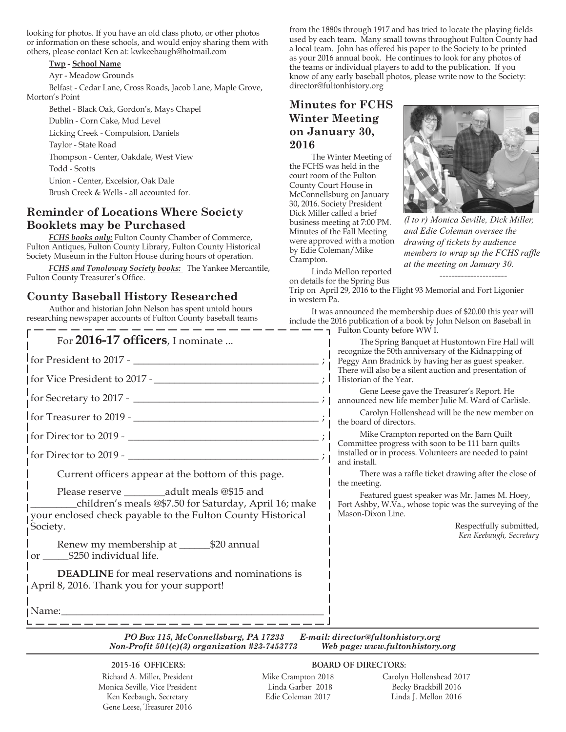looking for photos. If you have an old class photo, or other photos or information on these schools, and would enjoy sharing them with others, please contact Ken at: kwkeebaugh@hotmail.com

**Twp - School Name**

Ayr - Meadow Grounds

Belfast - Cedar Lane, Cross Roads, Jacob Lane, Maple Grove, Morton's Point

Bethel - Black Oak, Gordon's, Mays Chapel

Dublin - Corn Cake, Mud Level

Licking Creek - Compulsion, Daniels

Taylor - State Road

Thompson - Center, Oakdale, West View

Todd - Scotts

Union - Center, Excelsior, Oak Dale

Brush Creek & Wells - all accounted for.

## Reminder of Locations Where Society Booklets may be Purchased

***FCHS books only:*** Fulton County Chamber of Commerce, Fulton Antiques, Fulton County Library, Fulton County Historical Society Museum in the Fulton House during hours of operation.

***FCHS and Tonoloway Society books:*** The Yankee Mercantile, Fulton County Treasurer's Office.

## County Baseball History Researched

Author and historian John Nelson has spent untold hours researching newspaper accounts of Fulton County baseball teams from the 1880s through 1917 and has tried to locate the playing fields used by each team. Many small towns throughout Fulton County had a local team. John has offered his paper to the Society to be printed as your 2016 annual book. He continues to look for any photos of the teams or individual players to add to the publication. If you know of any early baseball photos, please write now to the Society: director@fultonhistory.org

---

For **2016-17 officers**, I nominate ...

for President to 2017 - ________________________________ ;

for Vice President to 2017 - ____________________________ ;

for Secretary to 2017 - ________________________________ ;

for Treasurer to 2019 - ________________________________ ;

for Director to 2019 - _________________________________ ;

for Director to 2019 - _________________________________ ;

Current officers appear at the bottom of this page.

Please reserve ________adult meals @$15 and _________children's meals @$7.50 for Saturday, April 16; make your enclosed check payable to the Fulton County Historical Society.

Renew my membership at ______$20 annual or _____$250 individual life.

**DEADLINE** for meal reservations and nominations is April 8, 2016. Thank you for your support!

Name:_______________________________________________

---

## Minutes for FCHS Winter Meeting on January 30, 2016

*(l to r) Monica Seville, Dick Miller, and Edie Coleman oversee the drawing of tickets by audience members to wrap up the FCHS raffle at the meeting on January 30.*

The Winter Meeting of the FCHS was held in the court room of the Fulton County Court House in McConnellsburg on January 30, 2016. Society President Dick Miller called a brief business meeting at 7:00 PM. Minutes of the Fall Meeting were approved with a motion by Edie Coleman/Mike Crampton.

Linda Mellon reported on details for the Spring Bus Trip on April 29, 2016 to the Flight 93 Memorial and Fort Ligonier in western Pa.

It was announced the membership dues of $20.00 this year will include the 2016 publication of a book by John Nelson on Baseball in Fulton County before WW I.

The Spring Banquet at Hustontown Fire Hall will recognize the 50th anniversary of the Kidnapping of Peggy Ann Bradnick by having her as guest speaker. There will also be a silent auction and presentation of Historian of the Year.

Gene Leese gave the Treasurer's Report. He announced new life member Julie M. Ward of Carlisle.

Carolyn Hollenshead will be the new member on the board of directors.

Mike Crampton reported on the Barn Quilt Committee progress with soon to be 111 barn quilts installed or in process. Volunteers are needed to paint and install.

There was a raffle ticket drawing after the close of the meeting.

Featured guest speaker was Mr. James M. Hoey, Fort Ashby, W.Va., whose topic was the surveying of the Mason-Dixon Line.

Respectfully submitted,
*Ken Keebaugh, Secretary*

---

***PO Box 115, McConnellsburg, PA 17233 E-mail: director@fultonhistory.org***
***Non-Profit 501(c)(3) organization #23-7453773 Web page: www.fultonhistory.org***

**2015-16 OFFICERS:**

Richard A. Miller, President
Monica Seville, Vice President
Ken Keebaugh, Secretary
Gene Leese, Treasurer 2016

**BOARD OF DIRECTORS:**

Mike Crampton 2018
Linda Garber 2018
Edie Coleman 2017
Carolyn Hollenshead 2017
Becky Brackbill 2016
Linda J. Mellon 2016